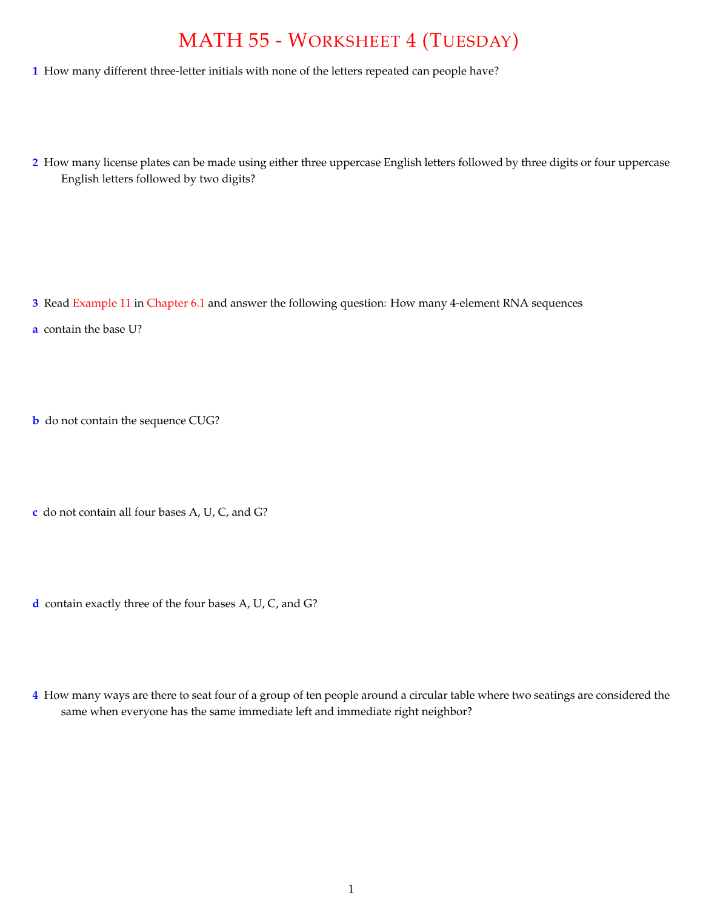# MATH 55 - Worksheet 4 (Tuesday)

**1** How many different three-letter initials with none of the letters repeated can people have?

**2** How many license plates can be made using either three uppercase English letters followed by three digits or four uppercase English letters followed by two digits?

**3** Read Example 11 in Chapter 6.1 and answer the following question: How many 4-element RNA sequences

**a** contain the base U?

**b** do not contain the sequence CUG?

**c** do not contain all four bases A, U, C, and G?

**d** contain exactly three of the four bases A, U, C, and G?

**4** How many ways are there to seat four of a group of ten people around a circular table where two seatings are considered the same when everyone has the same immediate left and immediate right neighbor?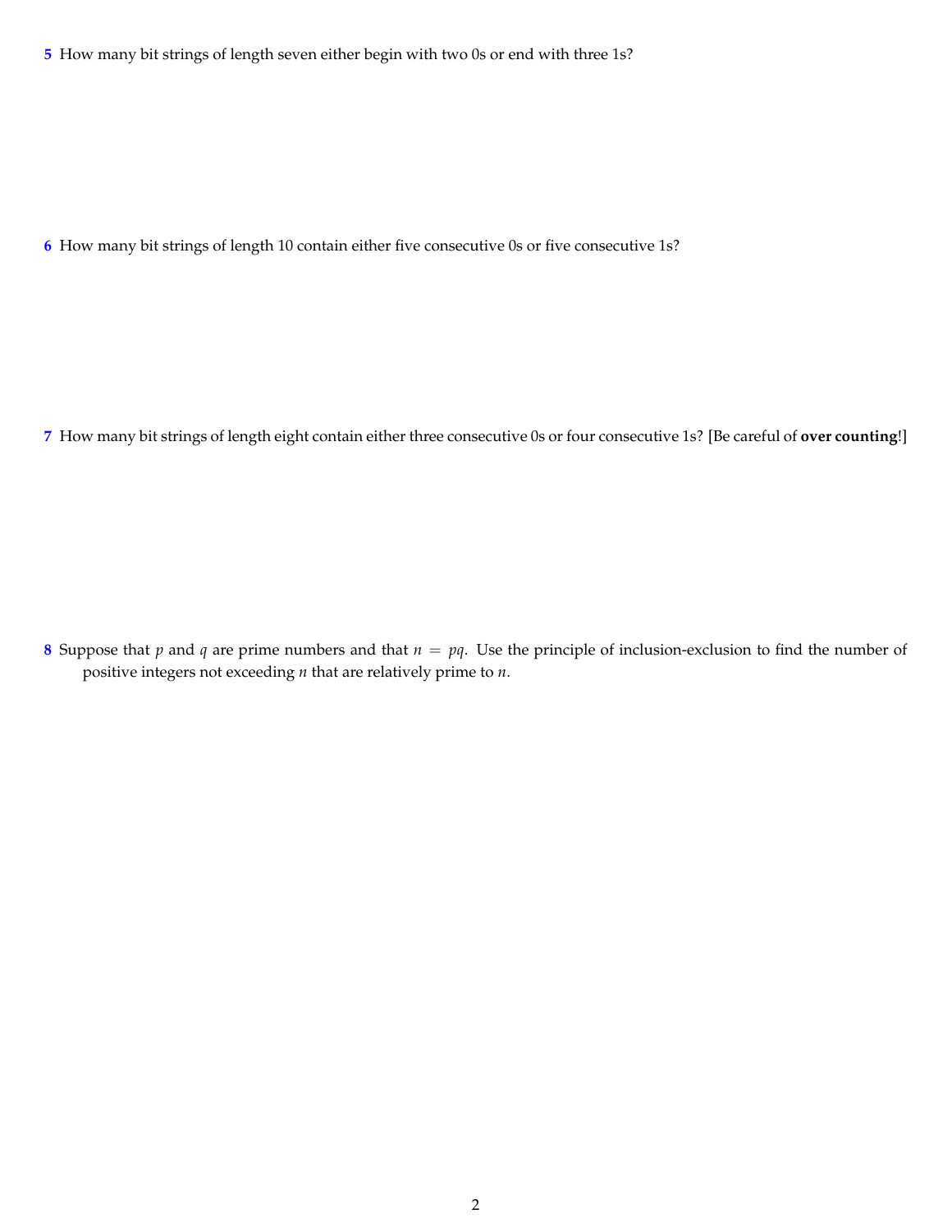**5** How many bit strings of length seven either begin with two 0s or end with three 1s?

**6** How many bit strings of length 10 contain either five consecutive 0s or five consecutive 1s?

**7** How many bit strings of length eight contain either three consecutive 0s or four consecutive 1s? [Be careful of **over counting**!]

**8** Suppose that $p$ and $q$ are prime numbers and that $n = pq$. Use the principle of inclusion-exclusion to find the number of positive integers not exceeding $n$ that are relatively prime to $n$.